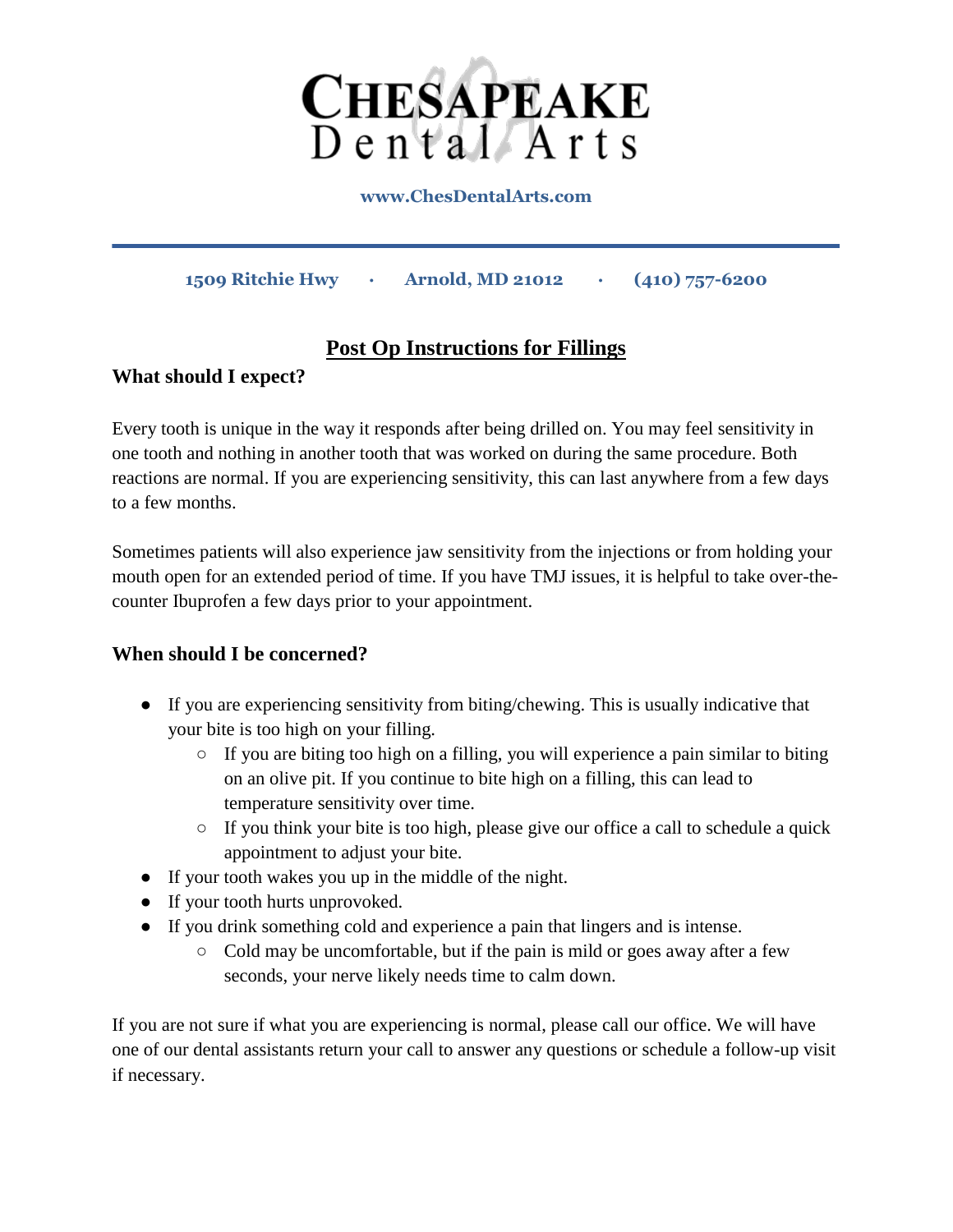# CHESAPEAKE Dental Arts

www.ChesDentalArts.com

1509 Ritchie Hwy · Arnold, MD 21012 · (410) 757-6200

## Post Op Instructions for Fillings

### What should I expect?

Every tooth is unique in the way it responds after being drilled on. You may feel sensitivity in one tooth and nothing in another tooth that was worked on during the same procedure. Both reactions are normal. If you are experiencing sensitivity, this can last anywhere from a few days to a few months.

Sometimes patients will also experience jaw sensitivity from the injections or from holding your mouth open for an extended period of time. If you have TMJ issues, it is helpful to take over-the-counter Ibuprofen a few days prior to your appointment.

### When should I be concerned?

- If you are experiencing sensitivity from biting/chewing. This is usually indicative that your bite is too high on your filling.
  - If you are biting too high on a filling, you will experience a pain similar to biting on an olive pit. If you continue to bite high on a filling, this can lead to temperature sensitivity over time.
  - If you think your bite is too high, please give our office a call to schedule a quick appointment to adjust your bite.
- If your tooth wakes you up in the middle of the night.
- If your tooth hurts unprovoked.
- If you drink something cold and experience a pain that lingers and is intense.
  - Cold may be uncomfortable, but if the pain is mild or goes away after a few seconds, your nerve likely needs time to calm down.

If you are not sure if what you are experiencing is normal, please call our office. We will have one of our dental assistants return your call to answer any questions or schedule a follow-up visit if necessary.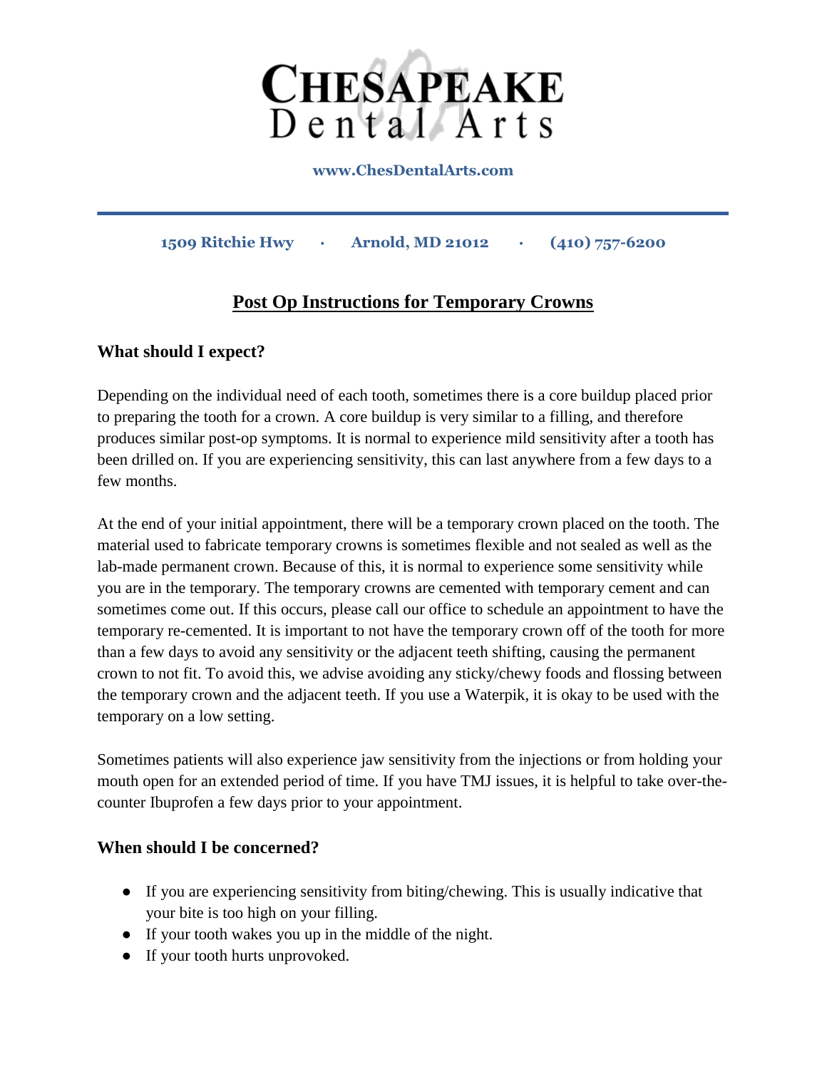# CHESAPEAKE Dental Arts

**www.ChesDentalArts.com**

**1509 Ritchie Hwy · Arnold, MD 21012 · (410) 757-6200**

## Post Op Instructions for Temporary Crowns

### What should I expect?

Depending on the individual need of each tooth, sometimes there is a core buildup placed prior to preparing the tooth for a crown. A core buildup is very similar to a filling, and therefore produces similar post-op symptoms. It is normal to experience mild sensitivity after a tooth has been drilled on. If you are experiencing sensitivity, this can last anywhere from a few days to a few months.

At the end of your initial appointment, there will be a temporary crown placed on the tooth. The material used to fabricate temporary crowns is sometimes flexible and not sealed as well as the lab-made permanent crown. Because of this, it is normal to experience some sensitivity while you are in the temporary. The temporary crowns are cemented with temporary cement and can sometimes come out. If this occurs, please call our office to schedule an appointment to have the temporary re-cemented. It is important to not have the temporary crown off of the tooth for more than a few days to avoid any sensitivity or the adjacent teeth shifting, causing the permanent crown to not fit. To avoid this, we advise avoiding any sticky/chewy foods and flossing between the temporary crown and the adjacent teeth. If you use a Waterpik, it is okay to be used with the temporary on a low setting.

Sometimes patients will also experience jaw sensitivity from the injections or from holding your mouth open for an extended period of time. If you have TMJ issues, it is helpful to take over-the-counter Ibuprofen a few days prior to your appointment.

### When should I be concerned?

- If you are experiencing sensitivity from biting/chewing. This is usually indicative that your bite is too high on your filling.
- If your tooth wakes you up in the middle of the night.
- If your tooth hurts unprovoked.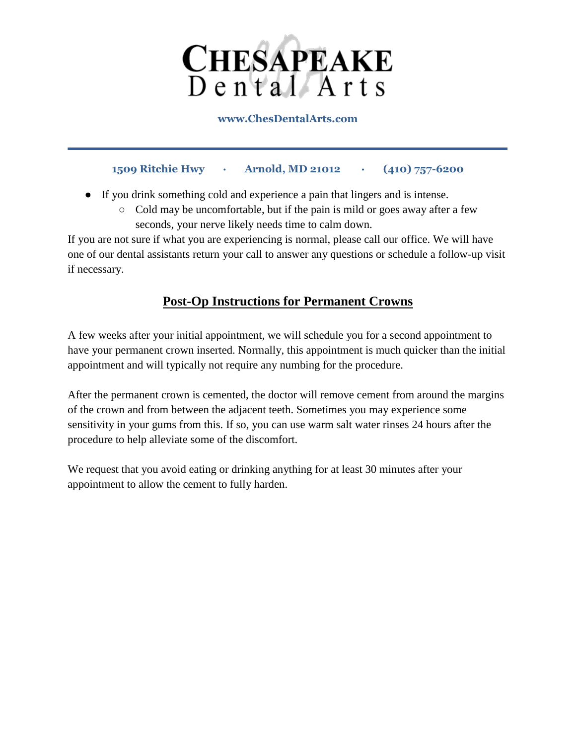- If you drink something cold and experience a pain that lingers and is intense.
    - Cold may be uncomfortable, but if the pain is mild or goes away after a few seconds, your nerve likely needs time to calm down.

If you are not sure if what you are experiencing is normal, please call our office. We will have one of our dental assistants return your call to answer any questions or schedule a follow-up visit if necessary.

## Post-Op Instructions for Permanent Crowns

A few weeks after your initial appointment, we will schedule you for a second appointment to have your permanent crown inserted. Normally, this appointment is much quicker than the initial appointment and will typically not require any numbing for the procedure.

After the permanent crown is cemented, the doctor will remove cement from around the margins of the crown and from between the adjacent teeth. Sometimes you may experience some sensitivity in your gums from this. If so, you can use warm salt water rinses 24 hours after the procedure to help alleviate some of the discomfort.

We request that you avoid eating or drinking anything for at least 30 minutes after your appointment to allow the cement to fully harden.